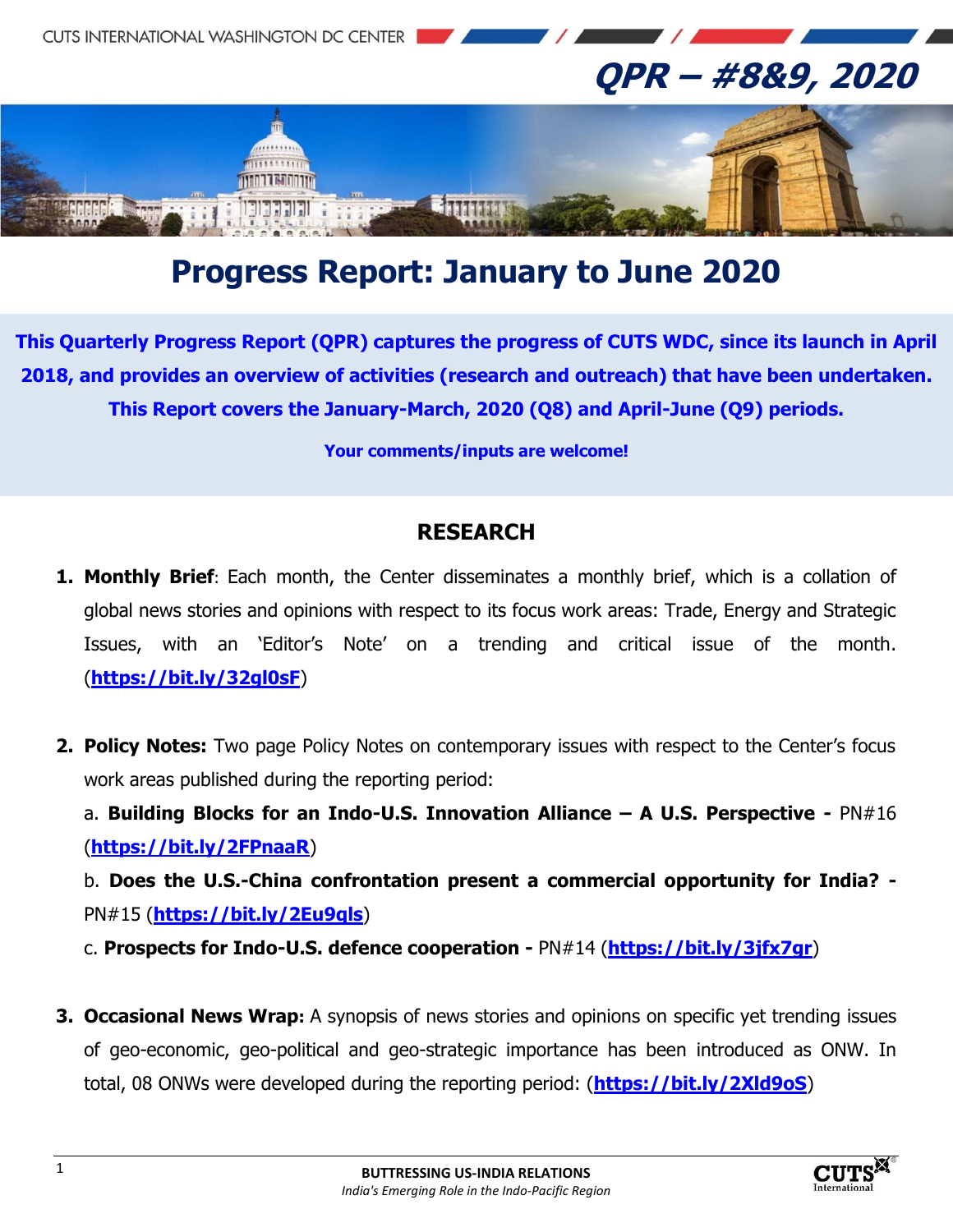# QPR – #8&9, 2020

# Progress Report: January to June 2020

**This Quarterly Progress Report (QPR) captures the progress of CUTS WDC, since its launch in April 2018, and provides an overview of activities (research and outreach) that have been undertaken. This Report covers the January-March, 2020 (Q8) and April-June (Q9) periods.**

**Your comments/inputs are welcome!**

## RESEARCH

1. **Monthly Brief**: Each month, the Center disseminates a monthly brief, which is a collation of global news stories and opinions with respect to its focus work areas: Trade, Energy and Strategic Issues, with an 'Editor's Note' on a trending and critical issue of the month. (**https://bit.ly/32gl0sF**)

2. **Policy Notes:** Two page Policy Notes on contemporary issues with respect to the Center's focus work areas published during the reporting period:

   a. **Building Blocks for an Indo-U.S. Innovation Alliance – A U.S. Perspective -** PN#16 (**https://bit.ly/2FPnaaR**)

   b. **Does the U.S.-China confrontation present a commercial opportunity for India? -** PN#15 (**https://bit.ly/2Eu9qls**)

   c. **Prospects for Indo-U.S. defence cooperation -** PN#14 (**https://bit.ly/3jfx7gr**)

3. **Occasional News Wrap:** A synopsis of news stories and opinions on specific yet trending issues of geo-economic, geo-political and geo-strategic importance has been introduced as ONW. In total, 08 ONWs were developed during the reporting period: (**https://bit.ly/2Xld9oS**)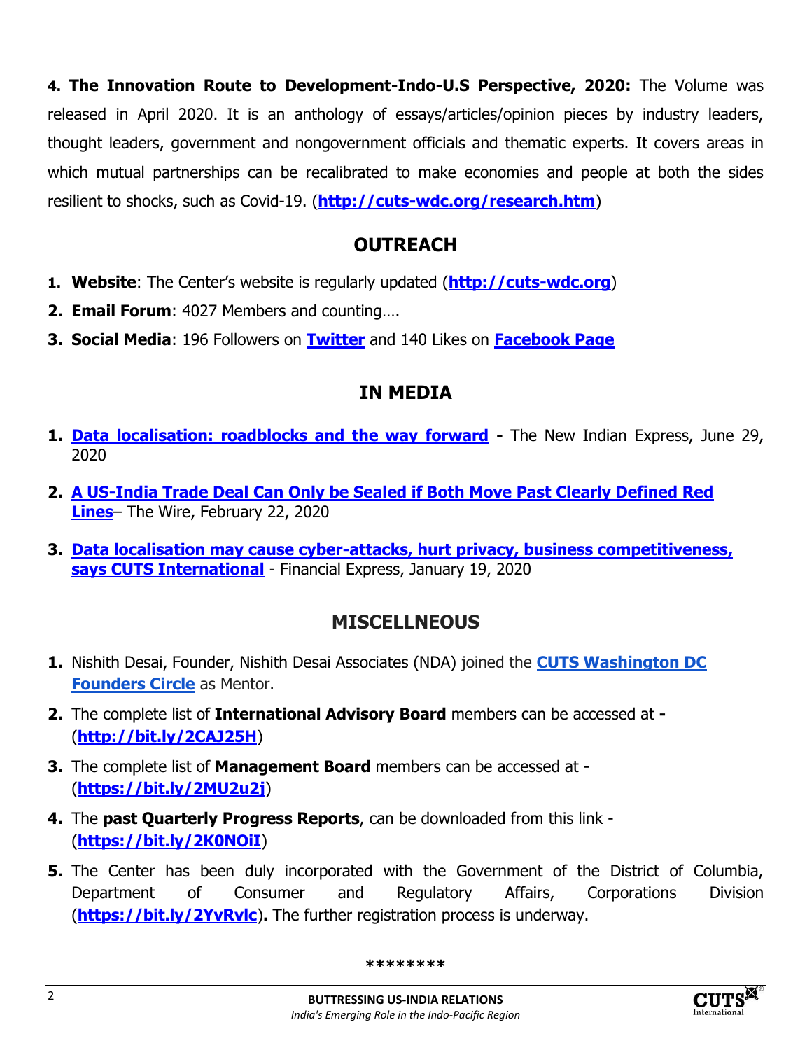4. **The Innovation Route to Development-Indo-U.S Perspective, 2020:** The Volume was released in April 2020. It is an anthology of essays/articles/opinion pieces by industry leaders, thought leaders, government and nongovernment officials and thematic experts. It covers areas in which mutual partnerships can be recalibrated to make economies and people at both the sides resilient to shocks, such as Covid-19. (**http://cuts-wdc.org/research.htm**)

## OUTREACH

1. **Website**: The Center's website is regularly updated (**http://cuts-wdc.org**)
2. **Email Forum**: 4027 Members and counting….
3. **Social Media**: 196 Followers on **Twitter** and 140 Likes on **Facebook Page**

## IN MEDIA

1. **Data localisation: roadblocks and the way forward** **-** The New Indian Express, June 29, 2020
2. **A US-India Trade Deal Can Only be Sealed if Both Move Past Clearly Defined Red Lines**– The Wire, February 22, 2020
3. **Data localisation may cause cyber-attacks, hurt privacy, business competitiveness, says CUTS International** - Financial Express, January 19, 2020

## MISCELLNEOUS

1. Nishith Desai, Founder, Nishith Desai Associates (NDA) joined the **CUTS Washington DC Founders Circle** as Mentor.
2. The complete list of **International Advisory Board** members can be accessed at **-** (**http://bit.ly/2CAJ25H**)
3. The complete list of **Management Board** members can be accessed at - (**https://bit.ly/2MU2u2j**)
4. The **past Quarterly Progress Reports**, can be downloaded from this link - (**https://bit.ly/2K0NOiI**)
5. The Center has been duly incorporated with the Government of the District of Columbia, Department of Consumer and Regulatory Affairs, Corporations Division (**https://bit.ly/2YvRvlc**)**.** The further registration process is underway.

********